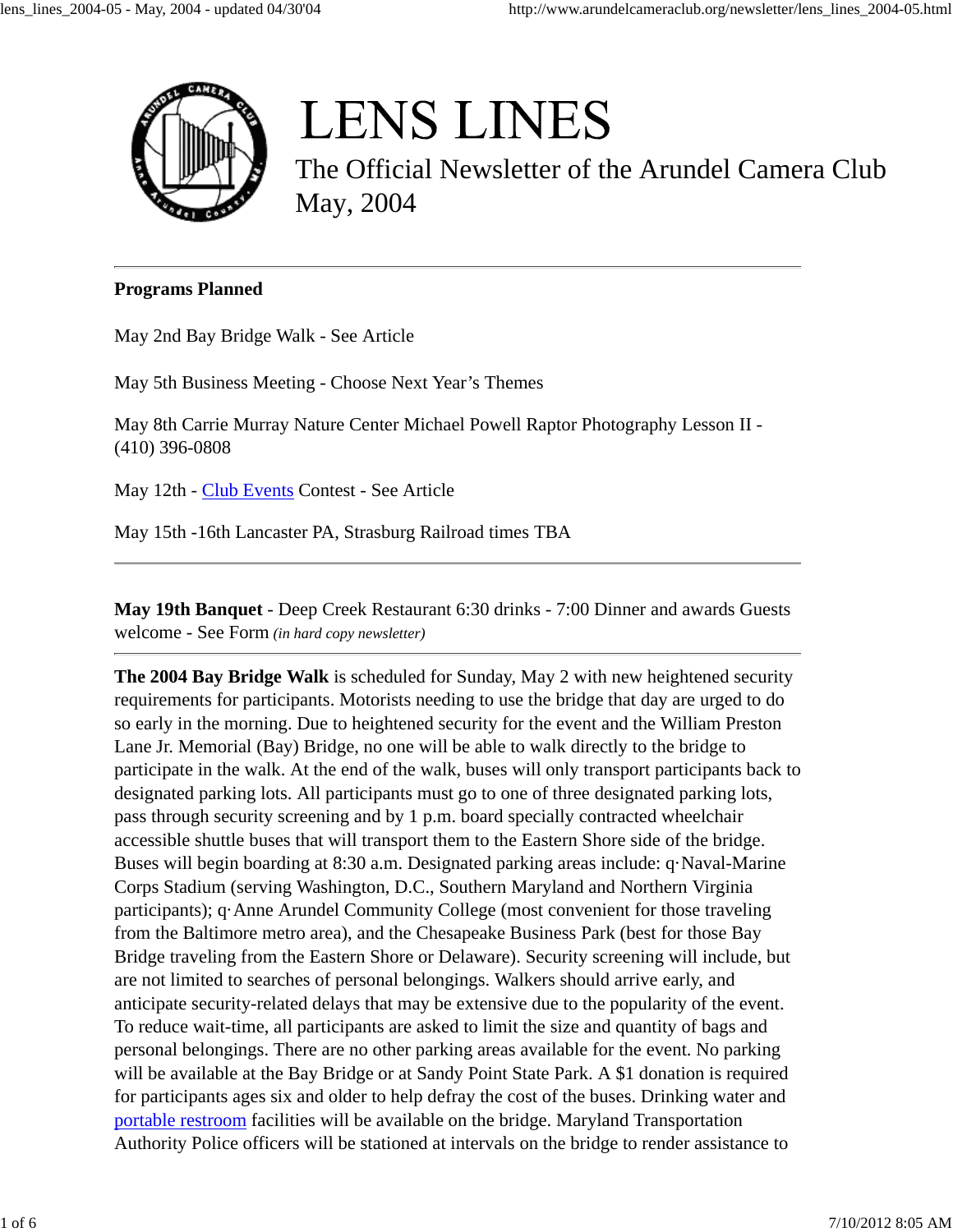# LENS LINES

The Official Newsletter of the Arundel Camera Club
May, 2004

---

**Programs Planned**

May 2nd Bay Bridge Walk - See Article

May 5th Business Meeting - Choose Next Year's Themes

May 8th Carrie Murray Nature Center Michael Powell Raptor Photography Lesson II - (410) 396-0808

May 12th - Club Events Contest - See Article

May 15th -16th Lancaster PA, Strasburg Railroad times TBA

---

**May 19th Banquet** - Deep Creek Restaurant 6:30 drinks - 7:00 Dinner and awards Guests welcome - See Form *(in hard copy newsletter)*

---

**The 2004 Bay Bridge Walk** is scheduled for Sunday, May 2 with new heightened security requirements for participants. Motorists needing to use the bridge that day are urged to do so early in the morning. Due to heightened security for the event and the William Preston Lane Jr. Memorial (Bay) Bridge, no one will be able to walk directly to the bridge to participate in the walk. At the end of the walk, buses will only transport participants back to designated parking lots. All participants must go to one of three designated parking lots, pass through security screening and by 1 p.m. board specially contracted wheelchair accessible shuttle buses that will transport them to the Eastern Shore side of the bridge. Buses will begin boarding at 8:30 a.m. Designated parking areas include: q·Naval-Marine Corps Stadium (serving Washington, D.C., Southern Maryland and Northern Virginia participants); q·Anne Arundel Community College (most convenient for those traveling from the Baltimore metro area), and the Chesapeake Business Park (best for those Bay Bridge traveling from the Eastern Shore or Delaware). Security screening will include, but are not limited to searches of personal belongings. Walkers should arrive early, and anticipate security-related delays that may be extensive due to the popularity of the event. To reduce wait-time, all participants are asked to limit the size and quantity of bags and personal belongings. There are no other parking areas available for the event. No parking will be available at the Bay Bridge or at Sandy Point State Park. A $1 donation is required for participants ages six and older to help defray the cost of the buses. Drinking water and portable restroom facilities will be available on the bridge. Maryland Transportation Authority Police officers will be stationed at intervals on the bridge to render assistance to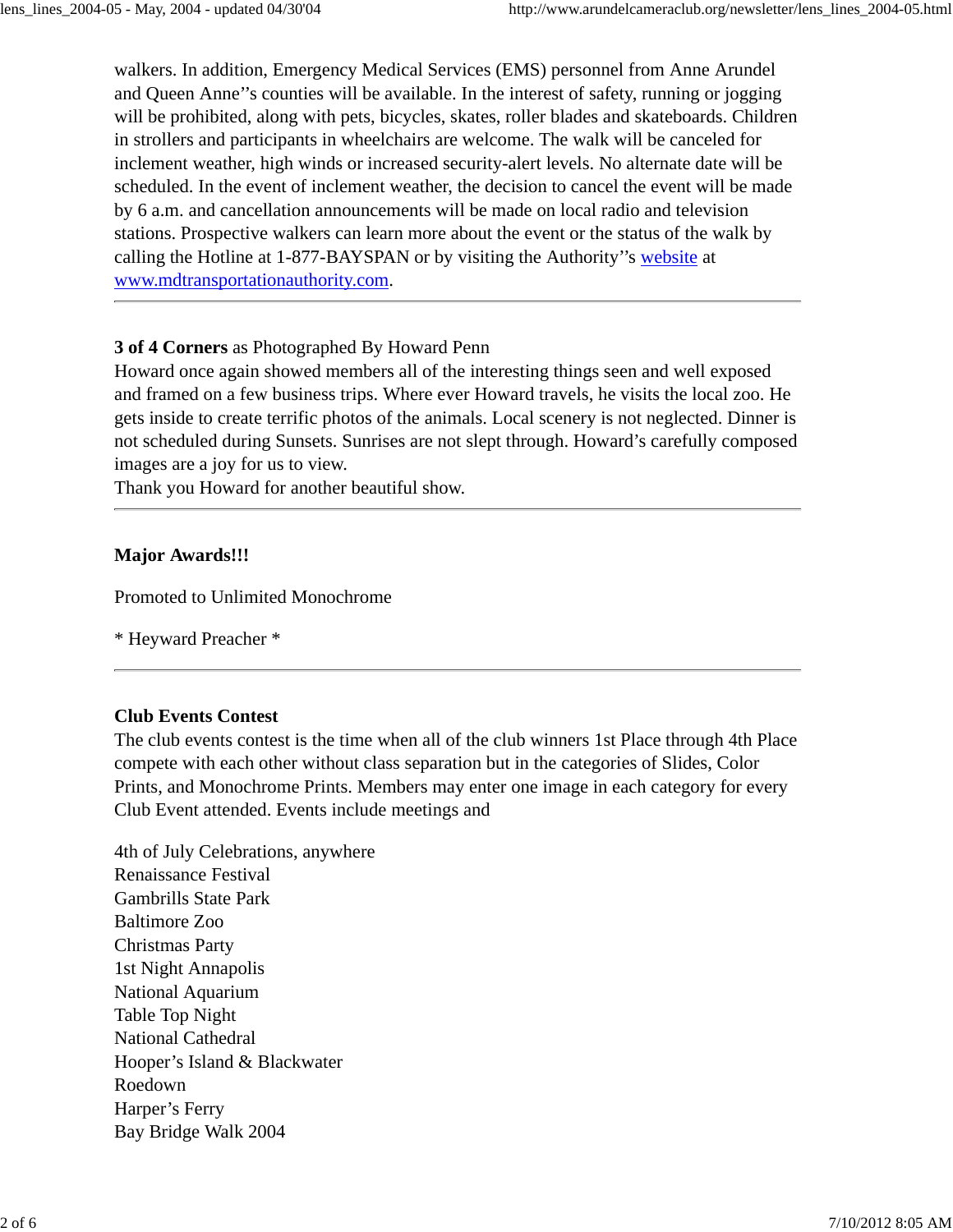walkers. In addition, Emergency Medical Services (EMS) personnel from Anne Arundel and Queen Anne''s counties will be available. In the interest of safety, running or jogging will be prohibited, along with pets, bicycles, skates, roller blades and skateboards. Children in strollers and participants in wheelchairs are welcome. The walk will be canceled for inclement weather, high winds or increased security-alert levels. No alternate date will be scheduled. In the event of inclement weather, the decision to cancel the event will be made by 6 a.m. and cancellation announcements will be made on local radio and television stations. Prospective walkers can learn more about the event or the status of the walk by calling the Hotline at 1-877-BAYSPAN or by visiting the Authority''s [website](http://www.mdtransportationauthority.com) at [www.mdtransportationauthority.com](http://www.mdtransportationauthority.com).

---

**3 of 4 Corners** as Photographed By Howard Penn
Howard once again showed members all of the interesting things seen and well exposed and framed on a few business trips. Where ever Howard travels, he visits the local zoo. He gets inside to create terrific photos of the animals. Local scenery is not neglected. Dinner is not scheduled during Sunsets. Sunrises are not slept through. Howard's carefully composed images are a joy for us to view.
Thank you Howard for another beautiful show.

---

**Major Awards!!!**

Promoted to Unlimited Monochrome

* Heyward Preacher *

---

**Club Events Contest**
The club events contest is the time when all of the club winners 1st Place through 4th Place compete with each other without class separation but in the categories of Slides, Color Prints, and Monochrome Prints. Members may enter one image in each category for every Club Event attended. Events include meetings and

4th of July Celebrations, anywhere
Renaissance Festival
Gambrills State Park
Baltimore Zoo
Christmas Party
1st Night Annapolis
National Aquarium
Table Top Night
National Cathedral
Hooper's Island & Blackwater
Roedown
Harper's Ferry
Bay Bridge Walk 2004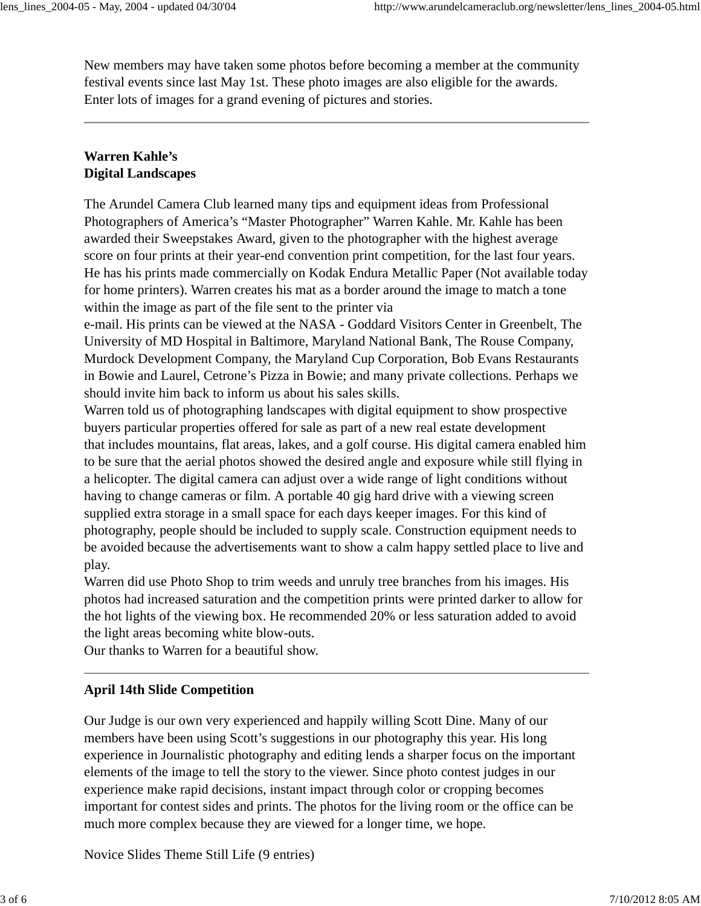New members may have taken some photos before becoming a member at the community festival events since last May 1st. These photo images are also eligible for the awards. Enter lots of images for a grand evening of pictures and stories.

---

**Warren Kahle's**
**Digital Landscapes**

The Arundel Camera Club learned many tips and equipment ideas from Professional Photographers of America's "Master Photographer" Warren Kahle. Mr. Kahle has been awarded their Sweepstakes Award, given to the photographer with the highest average score on four prints at their year-end convention print competition, for the last four years. He has his prints made commercially on Kodak Endura Metallic Paper (Not available today for home printers). Warren creates his mat as a border around the image to match a tone within the image as part of the file sent to the printer via e-mail. His prints can be viewed at the NASA - Goddard Visitors Center in Greenbelt, The University of MD Hospital in Baltimore, Maryland National Bank, The Rouse Company, Murdock Development Company, the Maryland Cup Corporation, Bob Evans Restaurants in Bowie and Laurel, Cetrone's Pizza in Bowie; and many private collections. Perhaps we should invite him back to inform us about his sales skills.

Warren told us of photographing landscapes with digital equipment to show prospective buyers particular properties offered for sale as part of a new real estate development that includes mountains, flat areas, lakes, and a golf course. His digital camera enabled him to be sure that the aerial photos showed the desired angle and exposure while still flying in a helicopter. The digital camera can adjust over a wide range of light conditions without having to change cameras or film. A portable 40 gig hard drive with a viewing screen supplied extra storage in a small space for each days keeper images. For this kind of photography, people should be included to supply scale. Construction equipment needs to be avoided because the advertisements want to show a calm happy settled place to live and play.

Warren did use Photo Shop to trim weeds and unruly tree branches from his images. His photos had increased saturation and the competition prints were printed darker to allow for the hot lights of the viewing box. He recommended 20% or less saturation added to avoid the light areas becoming white blow-outs.

Our thanks to Warren for a beautiful show.

---

**April 14th Slide Competition**

Our Judge is our own very experienced and happily willing Scott Dine. Many of our members have been using Scott's suggestions in our photography this year. His long experience in Journalistic photography and editing lends a sharper focus on the important elements of the image to tell the story to the viewer. Since photo contest judges in our experience make rapid decisions, instant impact through color or cropping becomes important for contest sides and prints. The photos for the living room or the office can be much more complex because they are viewed for a longer time, we hope.

Novice Slides Theme Still Life (9 entries)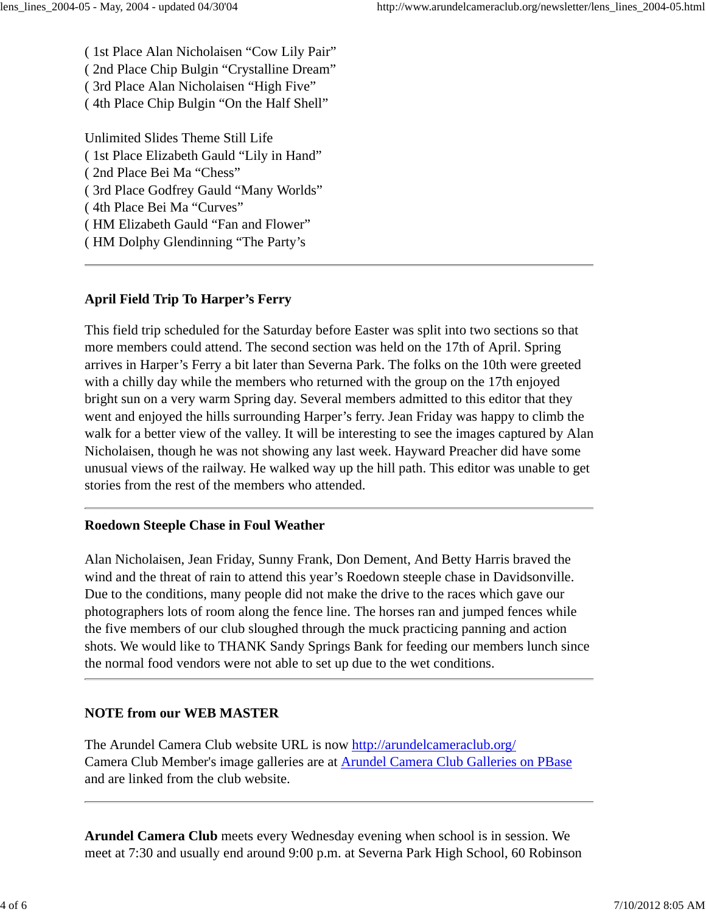( 1st Place Alan Nicholaisen “Cow Lily Pair”
( 2nd Place Chip Bulgin “Crystalline Dream”
( 3rd Place Alan Nicholaisen “High Five”
( 4th Place Chip Bulgin “On the Half Shell”

Unlimited Slides Theme Still Life
( 1st Place Elizabeth Gauld “Lily in Hand”
( 2nd Place Bei Ma “Chess”
( 3rd Place Godfrey Gauld “Many Worlds”
( 4th Place Bei Ma “Curves”
( HM Elizabeth Gauld “Fan and Flower”
( HM Dolphy Glendinning “The Party’s

---

**April Field Trip To Harper’s Ferry**

This field trip scheduled for the Saturday before Easter was split into two sections so that more members could attend. The second section was held on the 17th of April. Spring arrives in Harper’s Ferry a bit later than Severna Park. The folks on the 10th were greeted with a chilly day while the members who returned with the group on the 17th enjoyed bright sun on a very warm Spring day. Several members admitted to this editor that they went and enjoyed the hills surrounding Harper’s ferry. Jean Friday was happy to climb the walk for a better view of the valley. It will be interesting to see the images captured by Alan Nicholaisen, though he was not showing any last week. Hayward Preacher did have some unusual views of the railway. He walked way up the hill path. This editor was unable to get stories from the rest of the members who attended.

---

**Roedown Steeple Chase in Foul Weather**

Alan Nicholaisen, Jean Friday, Sunny Frank, Don Dement, And Betty Harris braved the wind and the threat of rain to attend this year’s Roedown steeple chase in Davidsonville. Due to the conditions, many people did not make the drive to the races which gave our photographers lots of room along the fence line. The horses ran and jumped fences while the five members of our club sloughed through the muck practicing panning and action shots. We would like to THANK Sandy Springs Bank for feeding our members lunch since the normal food vendors were not able to set up due to the wet conditions.

---

**NOTE from our WEB MASTER**

The Arundel Camera Club website URL is now [http://arundelcameraclub.org/](http://arundelcameraclub.org/)
Camera Club Member's image galleries are at [Arundel Camera Club Galleries on PBase](#) and are linked from the club website.

---

**Arundel Camera Club** meets every Wednesday evening when school is in session. We meet at 7:30 and usually end around 9:00 p.m. at Severna Park High School, 60 Robinson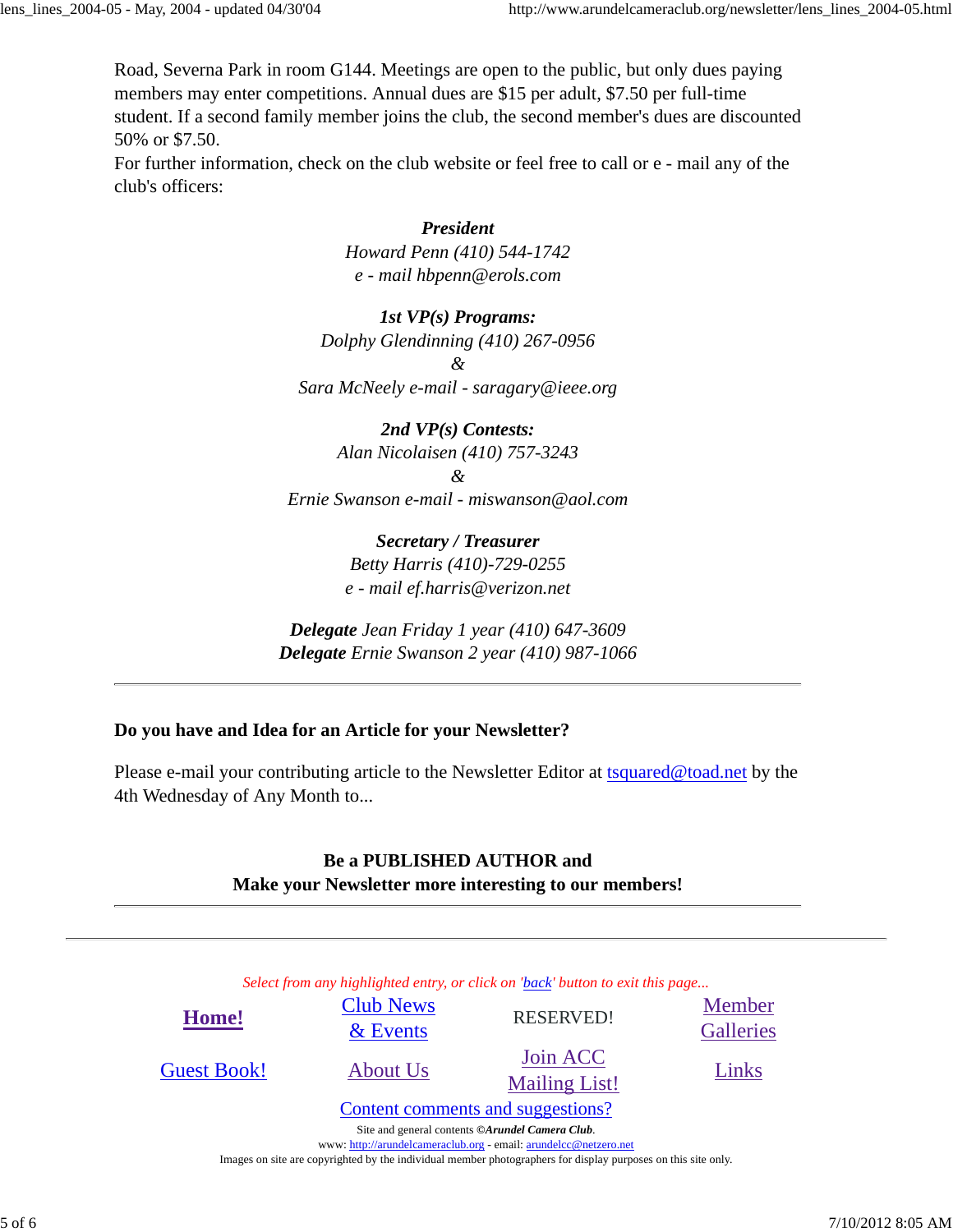Road, Severna Park in room G144. Meetings are open to the public, but only dues paying members may enter competitions. Annual dues are $15 per adult, $7.50 per full-time student. If a second family member joins the club, the second member's dues are discounted 50% or $7.50.
For further information, check on the club website or feel free to call or e - mail any of the club's officers:

***President***
*Howard Penn (410) 544-1742*
*e - mail hbpenn@erols.com*

***1st VP(s) Programs:***
*Dolphy Glendinning (410) 267-0956*
*&*
*Sara McNeely e-mail - saragary@ieee.org*

***2nd VP(s) Contests:***
*Alan Nicolaisen (410) 757-3243*
*&*
*Ernie Swanson e-mail - miswanson@aol.com*

***Secretary / Treasurer***
*Betty Harris (410)-729-0255*
*e - mail ef.harris@verizon.net*

***Delegate** Jean Friday 1 year (410) 647-3609*
***Delegate** Ernie Swanson 2 year (410) 987-1066*

---

**Do you have and Idea for an Article for your Newsletter?**

Please e-mail your contributing article to the Newsletter Editor at tsquared@toad.net by the 4th Wednesday of Any Month to...

**Be a PUBLISHED AUTHOR and**
**Make your Newsletter more interesting to our members!**

---

*Select from any highlighted entry, or click on 'back' button to exit this page...*

| | | | |
|---|---|---|---|
| **Home!** | Club News & Events | RESERVED! | Member Galleries |
| Guest Book! | About Us | Join ACC Mailing List! | Links |

Content comments and suggestions?

Site and general contents ©***Arundel Camera Club***.
www: http://arundelcameraclub.org - email: arundelcc@netzero.net
Images on site are copyrighted by the individual member photographers for display purposes on this site only.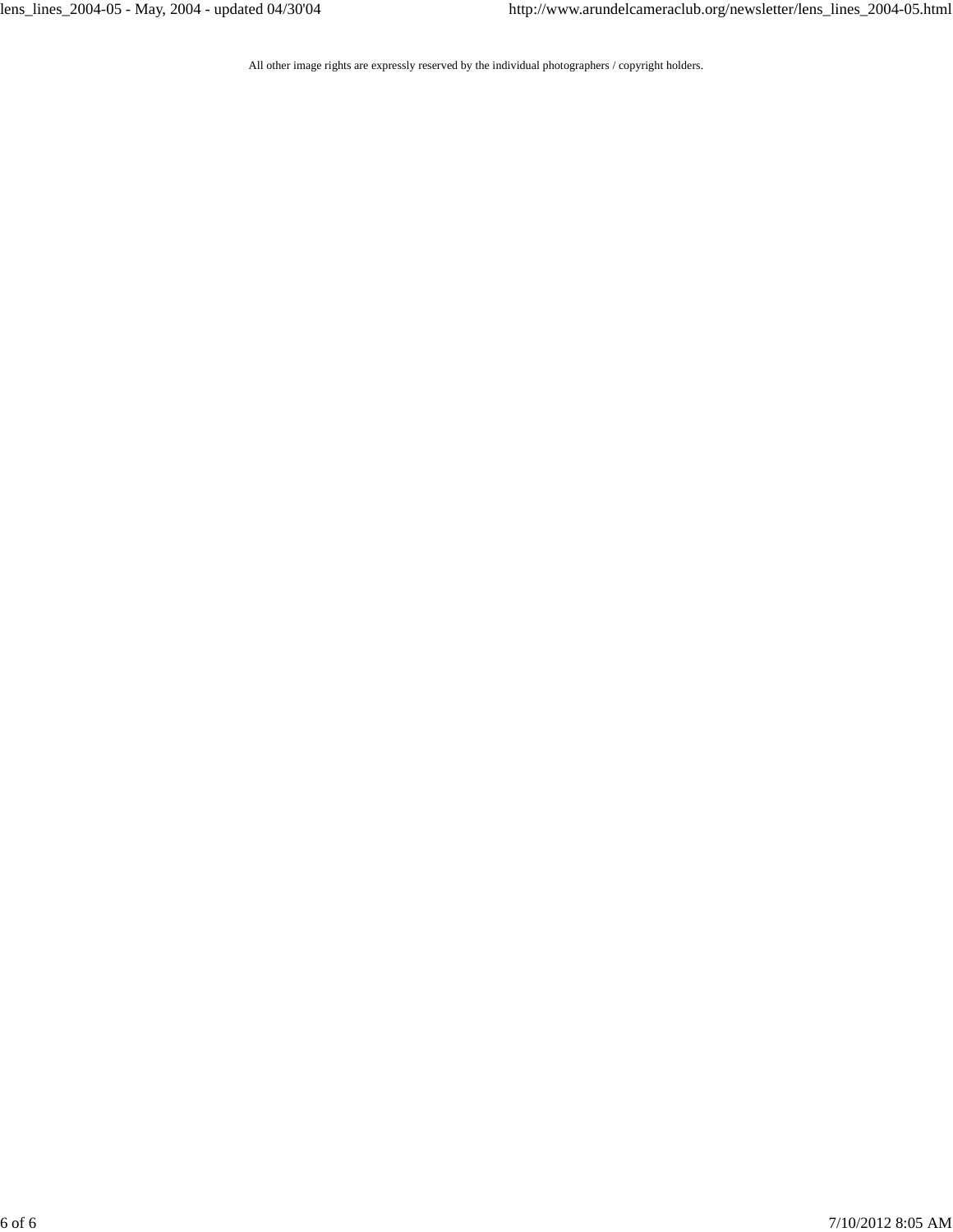All other image rights are expressly reserved by the individual photographers / copyright holders.